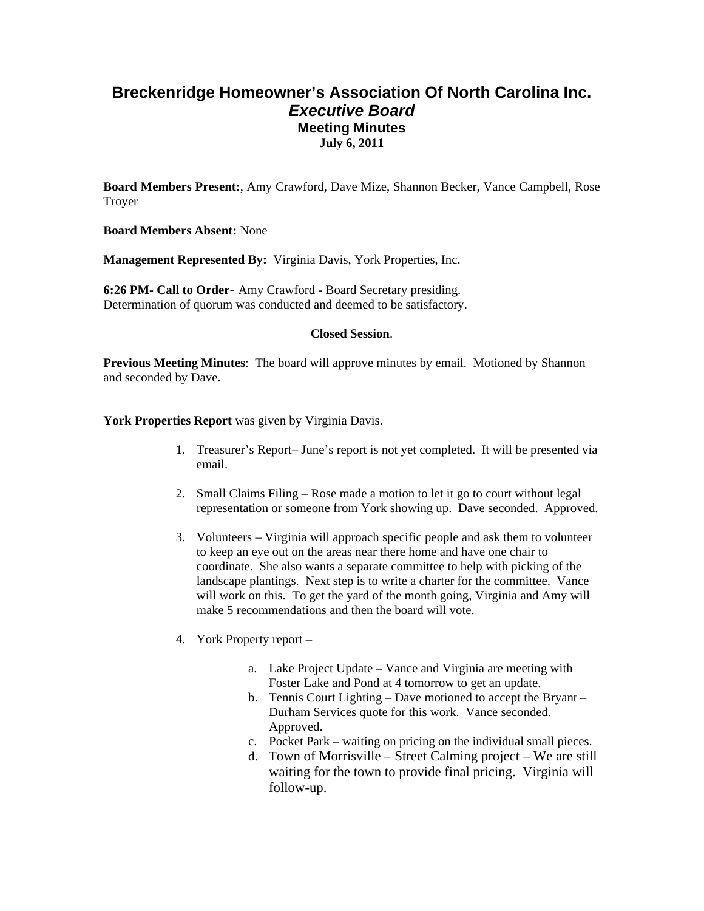# Breckenridge Homeowner's Association Of North Carolina Inc.
## *Executive Board*
### Meeting Minutes
**July 6, 2011**

**Board Members Present:**, Amy Crawford, Dave Mize, Shannon Becker, Vance Campbell, Rose Troyer

**Board Members Absent:** None

**Management Represented By:** Virginia Davis, York Properties, Inc.

**6:26 PM- Call to Order-** Amy Crawford - Board Secretary presiding.
Determination of quorum was conducted and deemed to be satisfactory.

**Closed Session**.

**Previous Meeting Minutes**: The board will approve minutes by email. Motioned by Shannon and seconded by Dave.

**York Properties Report** was given by Virginia Davis.

1. Treasurer's Report– June's report is not yet completed. It will be presented via email.

2. Small Claims Filing – Rose made a motion to let it go to court without legal representation or someone from York showing up. Dave seconded. Approved.

3. Volunteers – Virginia will approach specific people and ask them to volunteer to keep an eye out on the areas near there home and have one chair to coordinate. She also wants a separate committee to help with picking of the landscape plantings. Next step is to write a charter for the committee. Vance will work on this. To get the yard of the month going, Virginia and Amy will make 5 recommendations and then the board will vote.

4. York Property report –

   a. Lake Project Update – Vance and Virginia are meeting with Foster Lake and Pond at 4 tomorrow to get an update.
   b. Tennis Court Lighting – Dave motioned to accept the Bryant – Durham Services quote for this work. Vance seconded. Approved.
   c. Pocket Park – waiting on pricing on the individual small pieces.
   d. Town of Morrisville – Street Calming project – We are still waiting for the town to provide final pricing. Virginia will follow-up.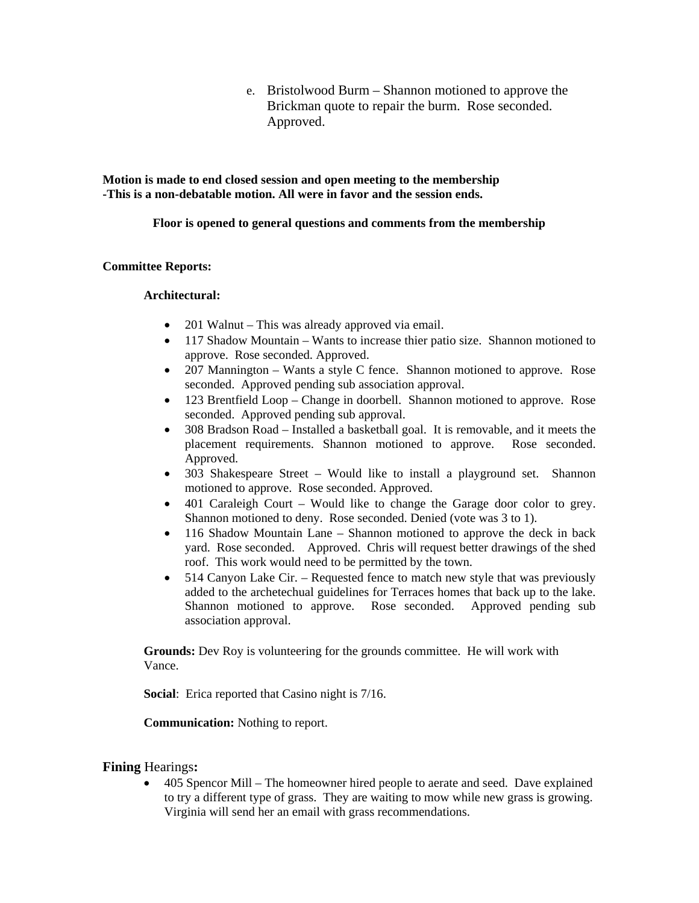e. Bristolwood Burm – Shannon motioned to approve the Brickman quote to repair the burm. Rose seconded. Approved.

**Motion is made to end closed session and open meeting to the membership**
**-This is a non-debatable motion. All were in favor and the session ends.**

**Floor is opened to general questions and comments from the membership**

**Committee Reports:**

**Architectural:**

- 201 Walnut – This was already approved via email.
- 117 Shadow Mountain – Wants to increase thier patio size. Shannon motioned to approve. Rose seconded. Approved.
- 207 Mannington – Wants a style C fence. Shannon motioned to approve. Rose seconded. Approved pending sub association approval.
- 123 Brentfield Loop – Change in doorbell. Shannon motioned to approve. Rose seconded. Approved pending sub approval.
- 308 Bradson Road – Installed a basketball goal. It is removable, and it meets the placement requirements. Shannon motioned to approve. Rose seconded. Approved.
- 303 Shakespeare Street – Would like to install a playground set. Shannon motioned to approve. Rose seconded. Approved.
- 401 Caraleigh Court – Would like to change the Garage door color to grey. Shannon motioned to deny. Rose seconded. Denied (vote was 3 to 1).
- 116 Shadow Mountain Lane – Shannon motioned to approve the deck in back yard. Rose seconded. Approved. Chris will request better drawings of the shed roof. This work would need to be permitted by the town.
- 514 Canyon Lake Cir. – Requested fence to match new style that was previously added to the archetechual guidelines for Terraces homes that back up to the lake. Shannon motioned to approve. Rose seconded. Approved pending sub association approval.

**Grounds:** Dev Roy is volunteering for the grounds committee. He will work with Vance.

**Social**: Erica reported that Casino night is 7/16.

**Communication:** Nothing to report.

**Fining** Hearings**:**

- 405 Spencor Mill – The homeowner hired people to aerate and seed. Dave explained to try a different type of grass. They are waiting to mow while new grass is growing. Virginia will send her an email with grass recommendations.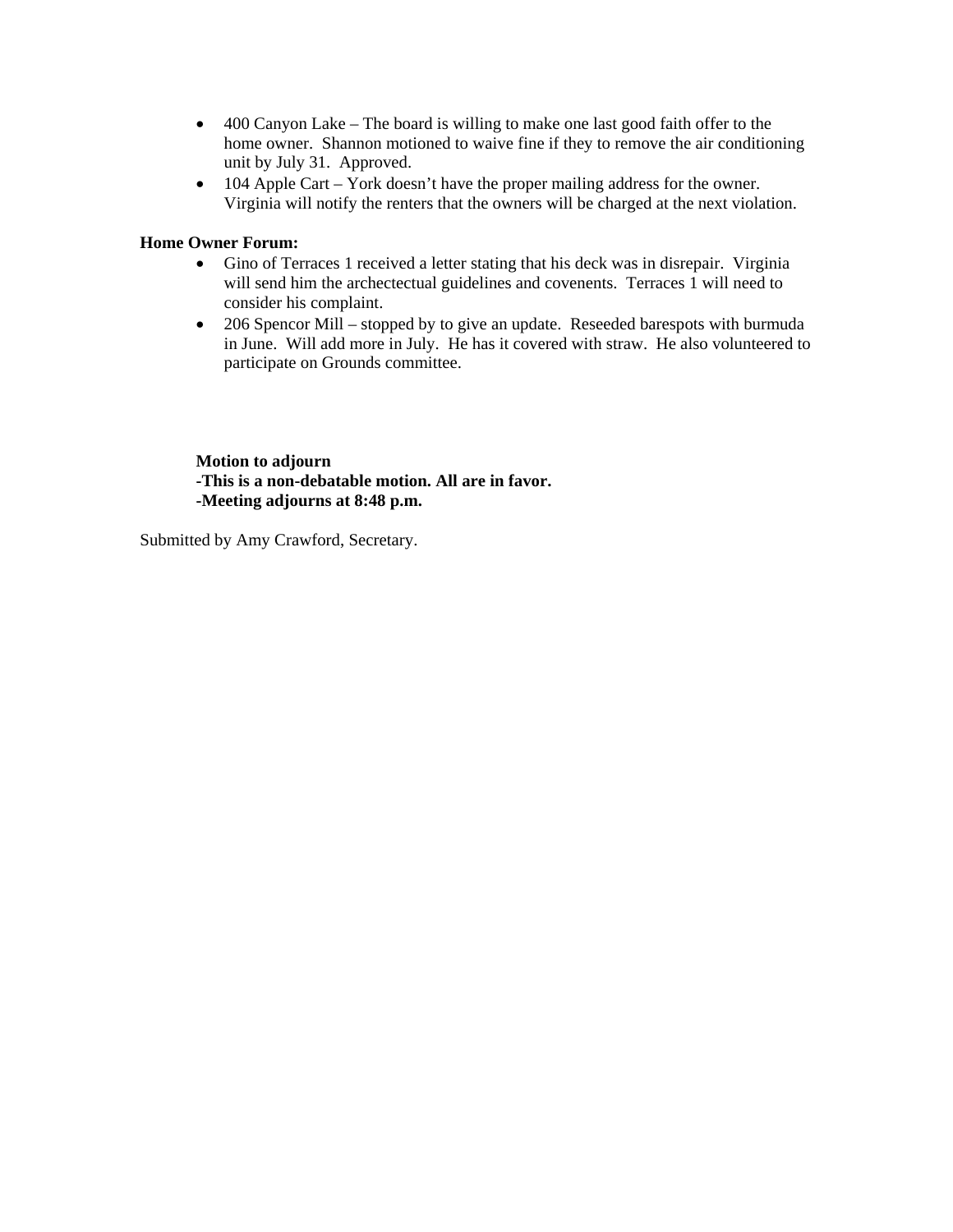- 400 Canyon Lake – The board is willing to make one last good faith offer to the home owner. Shannon motioned to waive fine if they to remove the air conditioning unit by July 31. Approved.
- 104 Apple Cart – York doesn't have the proper mailing address for the owner. Virginia will notify the renters that the owners will be charged at the next violation.

**Home Owner Forum:**

- Gino of Terraces 1 received a letter stating that his deck was in disrepair. Virginia will send him the archectectual guidelines and covenents. Terraces 1 will need to consider his complaint.
- 206 Spencor Mill – stopped by to give an update. Reseeded barespots with burmuda in June. Will add more in July. He has it covered with straw. He also volunteered to participate on Grounds committee.

**Motion to adjourn**
**-This is a non-debatable motion. All are in favor.**
**-Meeting adjourns at 8:48 p.m.**

Submitted by Amy Crawford, Secretary.